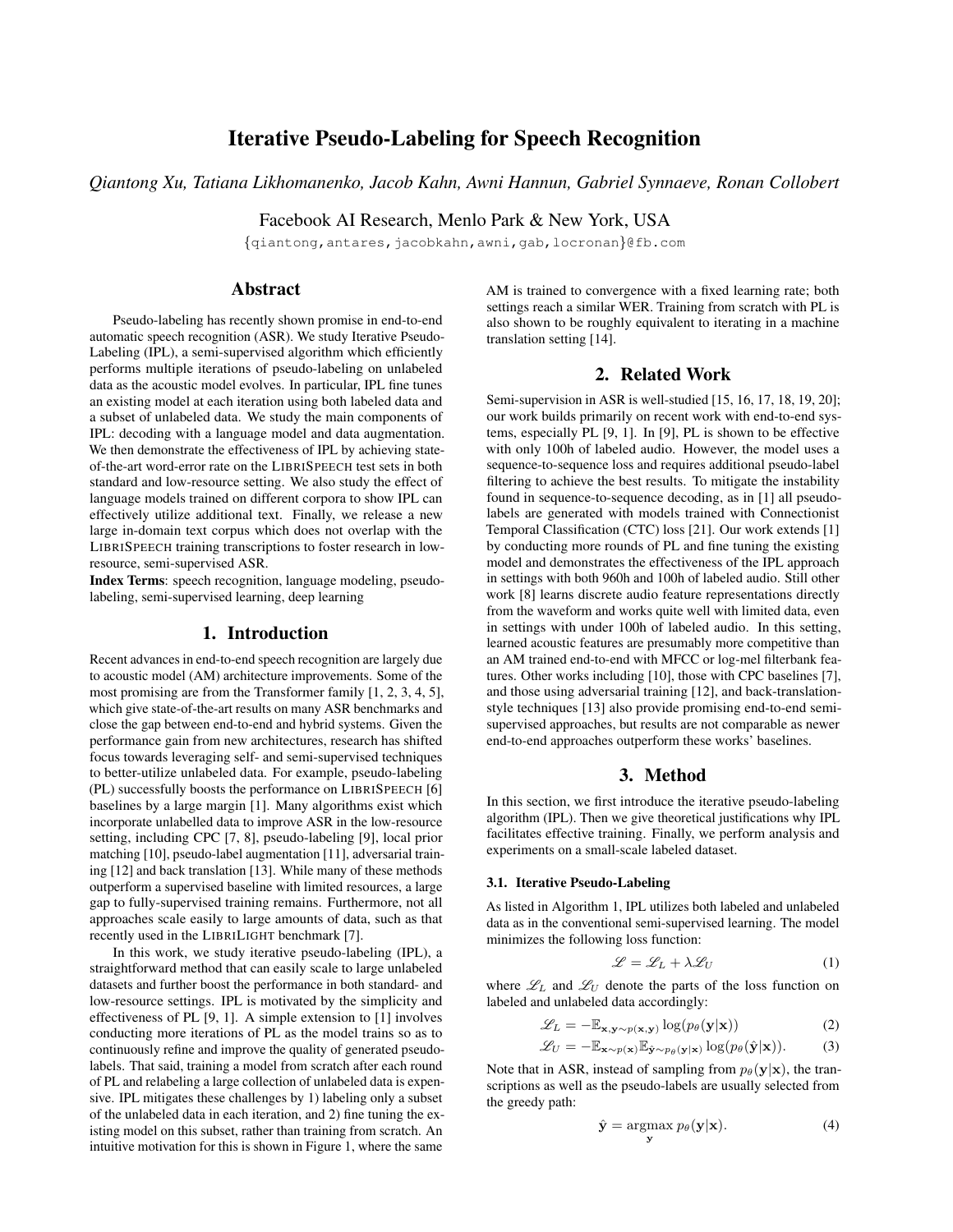# Iterative Pseudo-Labeling for Speech Recognition

*Qiantong Xu, Tatiana Likhomanenko, Jacob Kahn, Awni Hannun, Gabriel Synnaeve, Ronan Collobert*

Facebook AI Research, Menlo Park & New York, USA

{qiantong,antares,jacobkahn,awni,gab,locronan}@fb.com

## Abstract

Pseudo-labeling has recently shown promise in end-to-end automatic speech recognition (ASR). We study Iterative Pseudo-Labeling (IPL), a semi-supervised algorithm which efficiently performs multiple iterations of pseudo-labeling on unlabeled data as the acoustic model evolves. In particular, IPL fine tunes an existing model at each iteration using both labeled data and a subset of unlabeled data. We study the main components of IPL: decoding with a language model and data augmentation. We then demonstrate the effectiveness of IPL by achieving state-of-the-art word-error rate on the LIBRISPEECH test sets in both standard and low-resource setting. We also study the effect of language models trained on different corpora to show IPL can effectively utilize additional text. Finally, we release a new large in-domain text corpus which does not overlap with the LIBRISPEECH training transcriptions to foster research in low-resource, semi-supervised ASR.

**Index Terms**: speech recognition, language modeling, pseudo-labeling, semi-supervised learning, deep learning

## 1. Introduction

Recent advances in end-to-end speech recognition are largely due to acoustic model (AM) architecture improvements. Some of the most promising are from the Transformer family [1, 2, 3, 4, 5], which give state-of-the-art results on many ASR benchmarks and close the gap between end-to-end and hybrid systems. Given the performance gain from new architectures, research has shifted focus towards leveraging self- and semi-supervised techniques to better-utilize unlabeled data. For example, pseudo-labeling (PL) successfully boosts the performance on LIBRISPEECH [6] baselines by a large margin [1]. Many algorithms exist which incorporate unlabelled data to improve ASR in the low-resource setting, including CPC [7, 8], pseudo-labeling [9], local prior matching [10], pseudo-label augmentation [11], adversarial training [12] and back translation [13]. While many of these methods outperform a supervised baseline with limited resources, a large gap to fully-supervised training remains. Furthermore, not all approaches scale easily to large amounts of data, such as that recently used in the LIBRILIGHT benchmark [7].

In this work, we study iterative pseudo-labeling (IPL), a straightforward method that can easily scale to large unlabeled datasets and further boost the performance in both standard- and low-resource settings. IPL is motivated by the simplicity and effectiveness of PL [9, 1]. A simple extension to [1] involves conducting more iterations of PL as the model trains so as to continuously refine and improve the quality of generated pseudo-labels. That said, training a model from scratch after each round of PL and relabeling a large collection of unlabeled data is expensive. IPL mitigates these challenges by 1) labeling only a subset of the unlabeled data in each iteration, and 2) fine tuning the existing model on this subset, rather than training from scratch. An intuitive motivation for this is shown in Figure 1, where the same AM is trained to convergence with a fixed learning rate; both settings reach a similar WER. Training from scratch with PL is also shown to be roughly equivalent to iterating in a machine translation setting [14].

## 2. Related Work

Semi-supervision in ASR is well-studied [15, 16, 17, 18, 19, 20]; our work builds primarily on recent work with end-to-end systems, especially PL [9, 1]. In [9], PL is shown to be effective with only 100h of labeled audio. However, the model uses a sequence-to-sequence loss and requires additional pseudo-label filtering to achieve the best results. To mitigate the instability found in sequence-to-sequence decoding, as in [1] all pseudo-labels are generated with models trained with Connectionist Temporal Classification (CTC) loss [21]. Our work extends [1] by conducting more rounds of PL and fine tuning the existing model and demonstrates the effectiveness of the IPL approach in settings with both 960h and 100h of labeled audio. Still other work [8] learns discrete audio feature representations directly from the waveform and works quite well with limited data, even in settings with under 100h of labeled audio. In this setting, learned acoustic features are presumably more competitive than an AM trained end-to-end with MFCC or log-mel filterbank features. Other works including [10], those with CPC baselines [7], and those using adversarial training [12], and back-translation-style techniques [13] also provide promising end-to-end semi-supervised approaches, but results are not comparable as newer end-to-end approaches outperform these works' baselines.

## 3. Method

In this section, we first introduce the iterative pseudo-labeling algorithm (IPL). Then we give theoretical justifications why IPL facilitates effective training. Finally, we perform analysis and experiments on a small-scale labeled dataset.

### 3.1. Iterative Pseudo-Labeling

As listed in Algorithm 1, IPL utilizes both labeled and unlabeled data as in the conventional semi-supervised learning. The model minimizes the following loss function:

$$\mathscr{L} = \mathscr{L}_L + \lambda \mathscr{L}_U \tag{1}$$

where $\mathscr{L}_L$ and $\mathscr{L}_U$ denote the parts of the loss function on labeled and unlabeled data accordingly:

$$\mathscr{L}_L = -\mathbb{E}_{\mathbf{x},\mathbf{y}\sim p(\mathbf{x},\mathbf{y})} \log(p_\theta(\mathbf{y}|\mathbf{x})) \tag{2}$$

$$\mathscr{L}_U = -\mathbb{E}_{\mathbf{x}\sim p(\mathbf{x})} \mathbb{E}_{\hat{\mathbf{y}}\sim p_\theta(\mathbf{y}|\mathbf{x})} \log(p_\theta(\hat{\mathbf{y}}|\mathbf{x})). \tag{3}$$

Note that in ASR, instead of sampling from $p_\theta(\mathbf{y}|\mathbf{x})$, the transcriptions as well as the pseudo-labels are usually selected from the greedy path:

$$\hat{\mathbf{y}} = \underset{\mathbf{y}}{\operatorname{argmax}}\, p_\theta(\mathbf{y}|\mathbf{x}). \tag{4}$$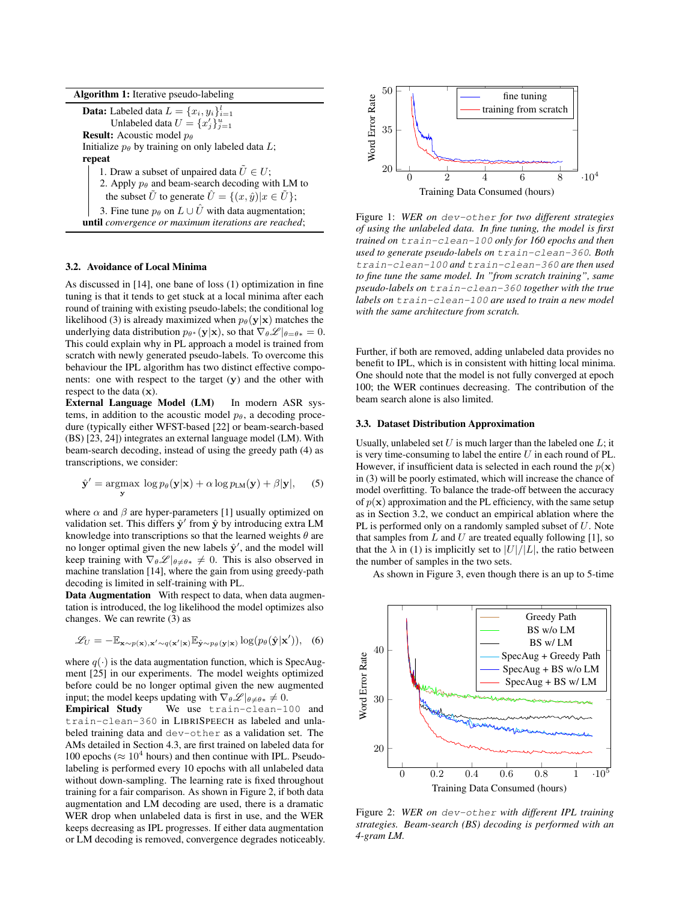**Algorithm 1:** Iterative pseudo-labeling

**Data:** Labeled data $L = \{x_i, y_i\}_{i=1}^{l}$
Unlabeled data $U = \{x'_j\}_{j=1}^{u}$
**Result:** Acoustic model $p_\theta$
Initialize $p_\theta$ by training on only labeled data $L$;
**repeat**
1. Draw a subset of unpaired data $\tilde{U} \in U$;
2. Apply $p_\theta$ and beam-search decoding with LM to the subset $\tilde{U}$ to generate $\hat{U} = \{(x, \hat{y}) | x \in \tilde{U}\}$;
3. Fine tune $p_\theta$ on $L \cup \hat{U}$ with data augmentation;

**until** *convergence or maximum iterations are reached*;

### 3.2. Avoidance of Local Minima

As discussed in [14], one bane of loss (1) optimization in fine tuning is that it tends to get stuck at a local minima after each round of training with existing pseudo-labels; the conditional log likelihood (3) is already maximized when $p_\theta(\mathbf{y}|\mathbf{x})$ matches the underlying data distribution $p_{\theta^*}(\mathbf{y}|\mathbf{x})$, so that $\nabla_\theta \mathscr{L}|_{\theta=\theta^*} = 0$. This could explain why in PL approach a model is trained from scratch with newly generated pseudo-labels. To overcome this behaviour the IPL algorithm has two distinct effective components: one with respect to the target ($\mathbf{y}$) and the other with respect to the data ($\mathbf{x}$).

**External Language Model (LM)** In modern ASR systems, in addition to the acoustic model $p_\theta$, a decoding procedure (typically either WFST-based [22] or beam-search-based (BS) [23, 24]) integrates an external language model (LM). With beam-search decoding, instead of using the greedy path (4) as transcriptions, we consider:

$$\hat{\mathbf{y}}' = \underset{\mathbf{y}}{\operatorname{argmax}} \log p_\theta(\mathbf{y}|\mathbf{x}) + \alpha \log p_{\text{LM}}(\mathbf{y}) + \beta|\mathbf{y}|, \quad (5)$$

where $\alpha$ and $\beta$ are hyper-parameters [1] usually optimized on validation set. This differs $\hat{\mathbf{y}}'$ from $\hat{\mathbf{y}}$ by introducing extra LM knowledge into transcriptions so that the learned weights $\theta$ are no longer optimal given the new labels $\hat{\mathbf{y}}'$, and the model will keep training with $\nabla_\theta \mathscr{L}|_{\theta \neq \theta^*} \neq 0$. This is also observed in machine translation [14], where the gain from using greedy-path decoding is limited in self-training with PL.

**Data Augmentation** With respect to data, when data augmentation is introduced, the log likelihood the model optimizes also changes. We can rewrite (3) as

$$\mathscr{L}_U = -\mathbb{E}_{\mathbf{x} \sim p(\mathbf{x}), \mathbf{x}' \sim q(\mathbf{x}'|\mathbf{x})} \mathbb{E}_{\hat{\mathbf{y}} \sim p_\theta(\mathbf{y}|\mathbf{x})} \log(p_\theta(\hat{\mathbf{y}}|\mathbf{x}')), \quad (6)$$

where $q(\cdot)$ is the data augmentation function, which is SpecAugment [25] in our experiments. The model weights optimized before could be no longer optimal given the new augmented input; the model keeps updating with $\nabla_\theta \mathscr{L}|_{\theta \neq \theta^*} \neq 0$.

**Empirical Study** We use `train-clean-100` and `train-clean-360` in LIBRISPEECH as labeled and unlabeled training data and `dev-other` as a validation set. The AMs detailed in Section 4.3, are first trained on labeled data for 100 epochs ($\approx 10^4$ hours) and then continue with IPL. Pseudo-labeling is performed every 10 epochs with all unlabeled data without down-sampling. The learning rate is fixed throughout training for a fair comparison. As shown in Figure 2, if both data augmentation and LM decoding are used, there is a dramatic WER drop when unlabeled data is first in use, and the WER keeps decreasing as IPL progresses. If either data augmentation or LM decoding is removed, convergence degrades noticeably.

Word Error Rate
50
35
20
0 2 4 6 8 $\cdot 10^4$
Training Data Consumed (hours)
fine tuning
training from scratch

Figure 1: *WER on `dev-other` for two different strategies of using the unlabeled data. In fine tuning, the model is first trained on `train-clean-100` only for 160 epochs and then used to generate pseudo-labels on `train-clean-360`. Both `train-clean-100` and `train-clean-360` are then used to fine tune the same model. In "from scratch training", same pseudo-labels on `train-clean-360` together with the true labels on `train-clean-100` are used to train a new model with the same architecture from scratch.*

Further, if both are removed, adding unlabeled data provides no benefit to IPL, which is in consistent with hitting local minima. One should note that the model is not fully converged at epoch 100; the WER continues decreasing. The contribution of the beam search alone is also limited.

### 3.3. Dataset Distribution Approximation

Usually, unlabeled set $U$ is much larger than the labeled one $L$; it is very time-consuming to label the entire $U$ in each round of PL. However, if insufficient data is selected in each round the $p(\mathbf{x})$ in (3) will be poorly estimated, which will increase the chance of model overfitting. To balance the trade-off between the accuracy of $p(\mathbf{x})$ approximation and the PL efficiency, with the same setup as in Section 3.2, we conduct an empirical ablation where the PL is performed only on a randomly sampled subset of $U$. Note that samples from $L$ and $U$ are treated equally following [1], so that the $\lambda$ in (1) is implicitly set to $|U|/|L|$, the ratio between the number of samples in the two sets.

As shown in Figure 3, even though there is an up to 5-time

Word Error Rate
40
30
20
0 0.2 0.4 0.6 0.8 1 $\cdot 10^5$
Training Data Consumed (hours)
Greedy Path
BS w/o LM
BS w/ LM
SpecAug + Greedy Path
SpecAug + BS w/o LM
SpecAug + BS w/ LM

Figure 2: *WER on `dev-other` with different IPL training strategies. Beam-search (BS) decoding is performed with an 4-gram LM.*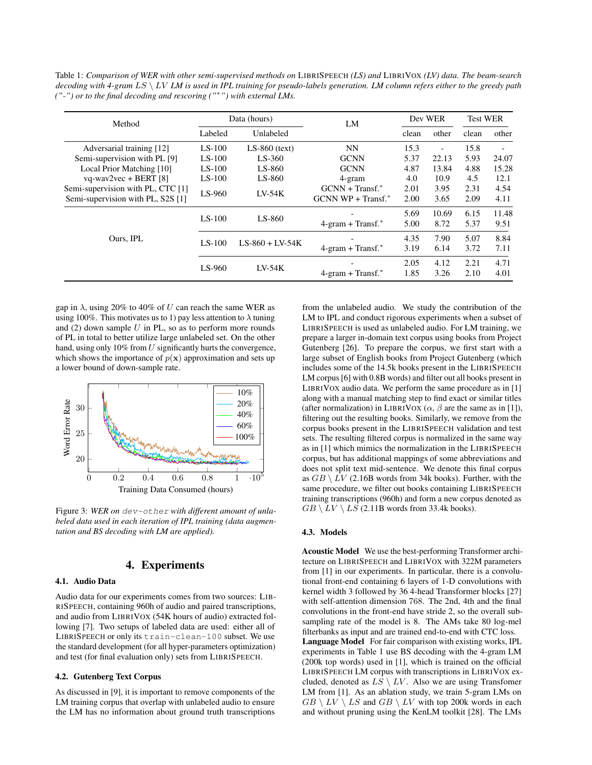Table 1: *Comparison of WER with other semi-supervised methods on* LIBRISPEECH *(LS) and* LIBRIVOX *(LV) data. The beam-search decoding with 4-gram $LS \setminus LV$ LM is used in IPL training for pseudo-labels generation. LM column refers either to the greedy path ("-") or to the final decoding and rescoring ("*") with external LMs.*

| Method | Data (hours) | | LM | Dev WER | | Test WER | |
|---|---|---|---|---|---|---|---|
| | Labeled | Unlabeled | | clean | other | clean | other |
| Adversarial training [12] | LS-100 | LS-860 (text) | NN | 15.3 | - | 15.8 | - |
| Semi-supervision with PL [9] | LS-100 | LS-360 | GCNN | 5.37 | 22.13 | 5.93 | 24.07 |
| Local Prior Matching [10] | LS-100 | LS-860 | GCNN | 4.87 | 13.84 | 4.88 | 15.28 |
| vq-wav2vec + BERT [8] | LS-100 | LS-860 | 4-gram | 4.0 | 10.9 | 4.5 | 12.1 |
| Semi-supervision with PL, CTC [1] | LS-960 | LV-54K | GCNN + Transf.* | 2.01 | 3.95 | 2.31 | 4.54 |
| Semi-supervision with PL, S2S [1] | | | GCNN WP + Transf.* | 2.00 | 3.65 | 2.09 | 4.11 |
| Ours, IPL | LS-100 | LS-860 | - | 5.69 | 10.69 | 6.15 | 11.48 |
| | | | 4-gram + Transf.* | 5.00 | 8.72 | 5.37 | 9.51 |
| | LS-100 | LS-860 + LV-54K | - | 4.35 | 7.90 | 5.07 | 8.84 |
| | | | 4-gram + Transf.* | 3.19 | 6.14 | 3.72 | 7.11 |
| | LS-960 | LV-54K | - | 2.05 | 4.12 | 2.21 | 4.71 |
| | | | 4-gram + Transf.* | 1.85 | 3.26 | 2.10 | 4.01 |

gap in $\lambda$, using 20% to 40% of $U$ can reach the same WER as using 100%. This motivates us to 1) pay less attention to $\lambda$ tuning and (2) down sample $U$ in PL, so as to perform more rounds of PL in total to better utilize large unlabeled set. On the other hand, using only 10% from $U$ significantly hurts the convergence, which shows the importance of $p(\mathbf{x})$ approximation and sets up a lower bound of down-sample rate.

Word Error Rate
30
25
20
0
0.2
0.4
0.6
0.8
1
$\cdot 10^5$
Training Data Consumed (hours)
10%
20%
40%
60%
100%

Figure 3: *WER on* `dev-other` *with different amount of unlabeled data used in each iteration of IPL training (data augmentation and BS decoding with LM are applied).*

## 4. Experiments

### 4.1. Audio Data

Audio data for our experiments comes from two sources: LIBRISPEECH, containing 960h of audio and paired transcriptions, and audio from LIBRIVOX (54K hours of audio) extracted following [7]. Two setups of labeled data are used: either all of LIBRISPEECH or only its `train-clean-100` subset. We use the standard development (for all hyper-parameters optimization) and test (for final evaluation only) sets from LIBRISPEECH.

### 4.2. Gutenberg Text Corpus

As discussed in [9], it is important to remove components of the LM training corpus that overlap with unlabeled audio to ensure the LM has no information about ground truth transcriptions from the unlabeled audio. We study the contribution of the LM to IPL and conduct rigorous experiments where a subset of LIBRISPEECH is used as unlabeled audio. For LM training, we prepare a larger in-domain text corpus using books from Project Gutenberg [26]. To prepare the corpus, we first start with a large subset of English books from Project Gutenberg (which includes some of the 14.5k books present in the LIBRISPEECH LM corpus [6] with 0.8B words) and filter out all books present in LIBRIVOX audio data. We perform the same procedure as in [1] along with a manual matching step to find exact or similar titles (after normalization) in LIBRIVOX ($\alpha$, $\beta$ are the same as in [1]), filtering out the resulting books. Similarly, we remove from the corpus books present in the LIBRISPEECH validation and test sets. The resulting filtered corpus is normalized in the same way as in [1] which mimics the normalization in the LIBRISPEECH corpus, but has additional mappings of some abbreviations and does not split text mid-sentence. We denote this final corpus as $GB \setminus LV$ (2.16B words from 34k books). Further, with the same procedure, we filter out books containing LIBRISPEECH training transcriptions (960h) and form a new corpus denoted as $GB \setminus LV \setminus LS$ (2.11B words from 33.4k books).

### 4.3. Models

**Acoustic Model** We use the best-performing Transformer architecture on LIBRISPEECH and LIBRIVOX with 322M parameters from [1] in our experiments. In particular, there is a convolutional front-end containing 6 layers of 1-D convolutions with kernel width 3 followed by 36 4-head Transformer blocks [27] with self-attention dimension 768. The 2nd, 4th and the final convolutions in the front-end have stride 2, so the overall subsampling rate of the model is 8. The AMs take 80 log-mel filterbanks as input and are trained end-to-end with CTC loss.

**Language Model** For fair comparison with existing works, IPL experiments in Table 1 use BS decoding with the 4-gram LM (200k top words) used in [1], which is trained on the official LIBRISPEECH LM corpus with transcriptions in LIBRIVOX excluded, denoted as $LS \setminus LV$. Also we are using Transfomer LM from [1]. As an ablation study, we train 5-gram LMs on $GB \setminus LV \setminus LS$ and $GB \setminus LV$ with top 200k words in each and without pruning using the KenLM toolkit [28]. The LMs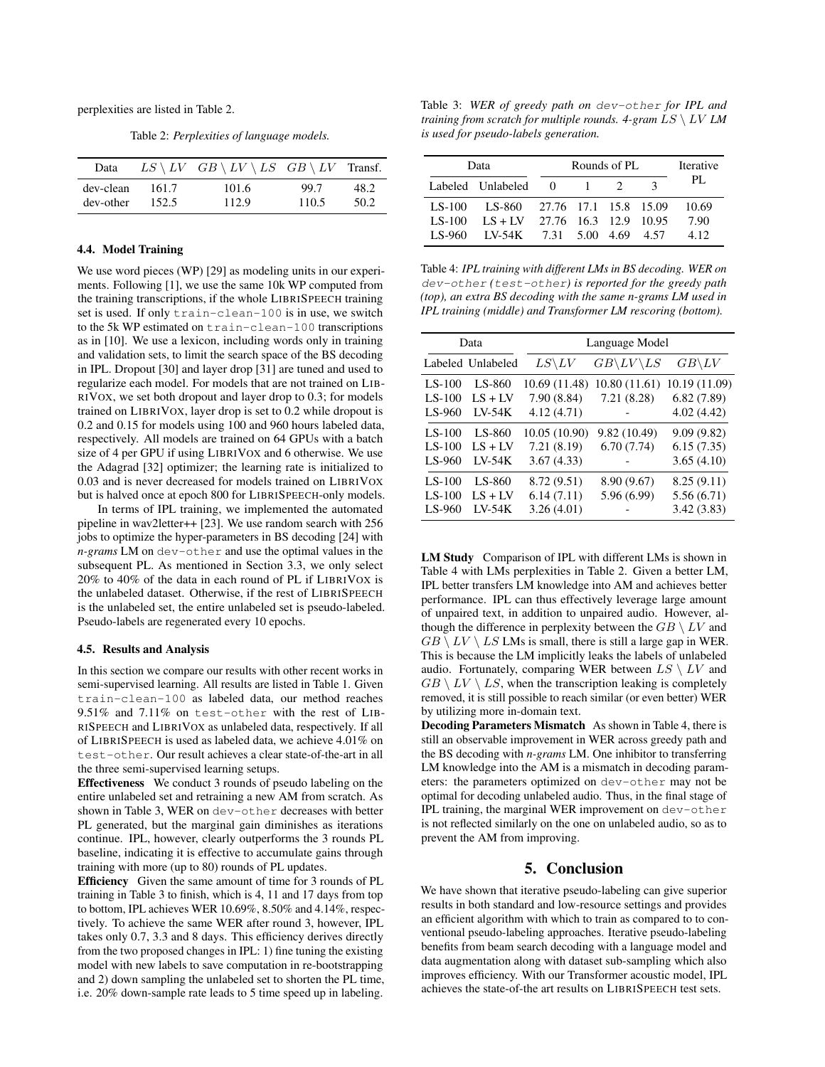perplexities are listed in Table 2.

Table 2: *Perplexities of language models.*

| Data | $LS \setminus LV$ | $GB \setminus LV \setminus LS$ | $GB \setminus LV$ | Transf. |
|---|---|---|---|---|
| dev-clean | 161.7 | 101.6 | 99.7 | 48.2 |
| dev-other | 152.5 | 112.9 | 110.5 | 50.2 |

### 4.4. Model Training

We use word pieces (WP) [29] as modeling units in our experiments. Following [1], we use the same 10k WP computed from the training transcriptions, if the whole LIBRISPEECH training set is used. If only `train-clean-100` is in use, we switch to the 5k WP estimated on `train-clean-100` transcriptions as in [10]. We use a lexicon, including words only in training and validation sets, to limit the search space of the BS decoding in IPL. Dropout [30] and layer drop [31] are tuned and used to regularize each model. For models that are not trained on LIBRIVOX, we set both dropout and layer drop to 0.3; for models trained on LIBRIVOX, layer drop is set to 0.2 while dropout is 0.2 and 0.15 for models using 100 and 960 hours labeled data, respectively. All models are trained on 64 GPUs with a batch size of 4 per GPU if using LIBRIVOX and 6 otherwise. We use the Adagrad [32] optimizer; the learning rate is initialized to 0.03 and is never decreased for models trained on LIBRIVOX but is halved once at epoch 800 for LIBRISPEECH-only models.

In terms of IPL training, we implemented the automated pipeline in wav2letter++ [23]. We use random search with 256 jobs to optimize the hyper-parameters in BS decoding [24] with *n-grams* LM on `dev-other` and use the optimal values in the subsequent PL. As mentioned in Section 3.3, we only select 20% to 40% of the data in each round of PL if LIBRIVOX is the unlabeled dataset. Otherwise, if the rest of LIBRISPEECH is the unlabeled set, the entire unlabeled set is pseudo-labeled. Pseudo-labels are regenerated every 10 epochs.

### 4.5. Results and Analysis

In this section we compare our results with other recent works in semi-supervised learning. All results are listed in Table 1. Given `train-clean-100` as labeled data, our method reaches 9.51% and 7.11% on `test-other` with the rest of LIBRISPEECH and LIBRIVOX as unlabeled data, respectively. If all of LIBRISPEECH is used as labeled data, we achieve 4.01% on `test-other`. Our result achieves a clear state-of-the-art in all the three semi-supervised learning setups.

**Effectiveness** We conduct 3 rounds of pseudo labeling on the entire unlabeled set and retraining a new AM from scratch. As shown in Table 3, WER on `dev-other` decreases with better PL generated, but the marginal gain diminishes as iterations continue. IPL, however, clearly outperforms the 3 rounds PL baseline, indicating it is effective to accumulate gains through training with more (up to 80) rounds of PL updates.

**Efficiency** Given the same amount of time for 3 rounds of PL training in Table 3 to finish, which is 4, 11 and 17 days from top to bottom, IPL achieves WER 10.69%, 8.50% and 4.14%, respectively. To achieve the same WER after round 3, however, IPL takes only 0.7, 3.3 and 8 days. This efficiency derives directly from the two proposed changes in IPL: 1) fine tuning the existing model with new labels to save computation in re-bootstrapping and 2) down sampling the unlabeled set to shorten the PL time, i.e. 20% down-sample rate leads to 5 time speed up in labeling.

Table 3: *WER of greedy path on `dev-other` for IPL and training from scratch for multiple rounds. 4-gram $LS \setminus LV$ LM is used for pseudo-labels generation.*

| Data | | Rounds of PL | | | | Iterative PL |
|---|---|---|---|---|---|---|
| Labeled | Unlabeled | 0 | 1 | 2 | 3 | |
| LS-100 | LS-860 | 27.76 | 17.1 | 15.8 | 15.09 | 10.69 |
| LS-100 | LS + LV | 27.76 | 16.3 | 12.9 | 10.95 | 7.90 |
| LS-960 | LV-54K | 7.31 | 5.00 | 4.69 | 4.57 | 4.12 |

Table 4: *IPL training with different LMs in BS decoding. WER on `dev-other` (`test-other`) is reported for the greedy path (top), an extra BS decoding with the same n-grams LM used in IPL training (middle) and Transformer LM rescoring (bottom).*

| Data | | Language Model | | |
|---|---|---|---|---|
| Labeled | Unlabeled | $LS \setminus LV$ | $GB \setminus LV \setminus LS$ | $GB \setminus LV$ |
| LS-100 | LS-860 | 10.69 (11.48) | 10.80 (11.61) | 10.19 (11.09) |
| LS-100 | LS + LV | 7.90 (8.84) | 7.21 (8.28) | 6.82 (7.89) |
| LS-960 | LV-54K | 4.12 (4.71) | - | 4.02 (4.42) |
| LS-100 | LS-860 | 10.05 (10.90) | 9.82 (10.49) | 9.09 (9.82) |
| LS-100 | LS + LV | 7.21 (8.19) | 6.70 (7.74) | 6.15 (7.35) |
| LS-960 | LV-54K | 3.67 (4.33) | - | 3.65 (4.10) |
| LS-100 | LS-860 | 8.72 (9.51) | 8.90 (9.67) | 8.25 (9.11) |
| LS-100 | LS + LV | 6.14 (7.11) | 5.96 (6.99) | 5.56 (6.71) |
| LS-960 | LV-54K | 3.26 (4.01) | - | 3.42 (3.83) |

**LM Study** Comparison of IPL with different LMs is shown in Table 4 with LMs perplexities in Table 2. Given a better LM, IPL better transfers LM knowledge into AM and achieves better performance. IPL can thus effectively leverage large amount of unpaired text, in addition to unpaired audio. However, although the difference in perplexity between the $GB \setminus LV$ and $GB \setminus LV \setminus LS$ LMs is small, there is still a large gap in WER. This is because the LM implicitly leaks the labels of unlabeled audio. Fortunately, comparing WER between $LS \setminus LV$ and $GB \setminus LV \setminus LS$, when the transcription leaking is completely removed, it is still possible to reach similar (or even better) WER by utilizing more in-domain text.

**Decoding Parameters Mismatch** As shown in Table 4, there is still an observable improvement in WER across greedy path and the BS decoding with *n-grams* LM. One inhibitor to transferring LM knowledge into the AM is a mismatch in decoding parameters: the parameters optimized on `dev-other` may not be optimal for decoding unlabeled audio. Thus, in the final stage of IPL training, the marginal WER improvement on `dev-other` is not reflected similarly on the one on unlabeled audio, so as to prevent the AM from improving.

## 5. Conclusion

We have shown that iterative pseudo-labeling can give superior results in both standard and low-resource settings and provides an efficient algorithm with which to train as compared to to conventional pseudo-labeling approaches. Iterative pseudo-labeling benefits from beam search decoding with a language model and data augmentation along with dataset sub-sampling which also improves efficiency. With our Transformer acoustic model, IPL achieves the state-of-the art results on LIBRISPEECH test sets.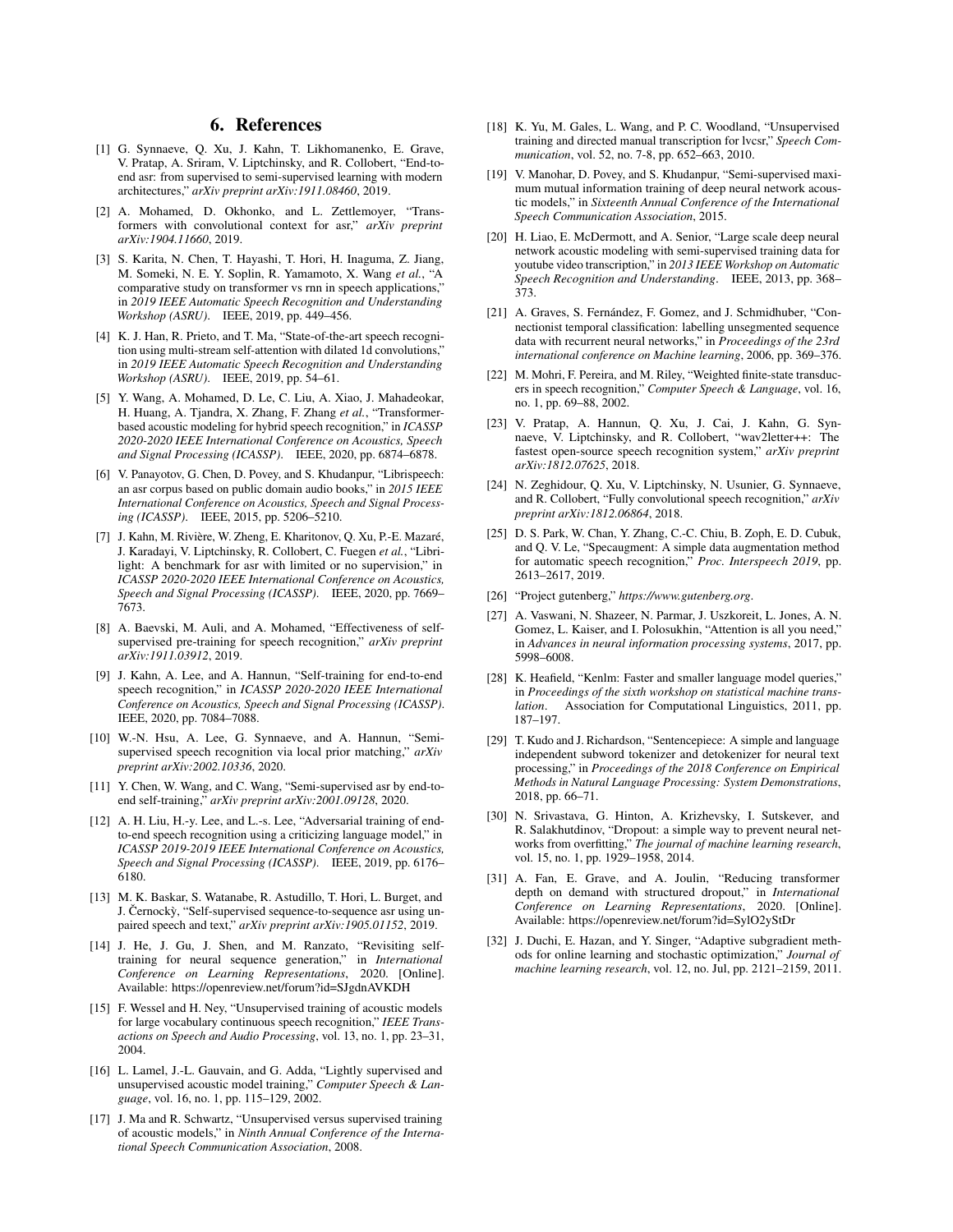## 6. References

[1] G. Synnaeve, Q. Xu, J. Kahn, T. Likhomanenko, E. Grave, V. Pratap, A. Sriram, V. Liptchinsky, and R. Collobert, "End-to-end asr: from supervised to semi-supervised learning with modern architectures," *arXiv preprint arXiv:1911.08460*, 2019.

[2] A. Mohamed, D. Okhonko, and L. Zettlemoyer, "Transformers with convolutional context for asr," *arXiv preprint arXiv:1904.11660*, 2019.

[3] S. Karita, N. Chen, T. Hayashi, T. Hori, H. Inaguma, Z. Jiang, M. Someki, N. E. Y. Soplin, R. Yamamoto, X. Wang *et al.*, "A comparative study on transformer vs rnn in speech applications," in *2019 IEEE Automatic Speech Recognition and Understanding Workshop (ASRU)*. IEEE, 2019, pp. 449–456.

[4] K. J. Han, R. Prieto, and T. Ma, "State-of-the-art speech recognition using multi-stream self-attention with dilated 1d convolutions," in *2019 IEEE Automatic Speech Recognition and Understanding Workshop (ASRU)*. IEEE, 2019, pp. 54–61.

[5] Y. Wang, A. Mohamed, D. Le, C. Liu, A. Xiao, J. Mahadeokar, H. Huang, A. Tjandra, X. Zhang, F. Zhang *et al.*, "Transformer-based acoustic modeling for hybrid speech recognition," in *ICASSP 2020-2020 IEEE International Conference on Acoustics, Speech and Signal Processing (ICASSP)*. IEEE, 2020, pp. 6874–6878.

[6] V. Panayotov, G. Chen, D. Povey, and S. Khudanpur, "Librispeech: an asr corpus based on public domain audio books," in *2015 IEEE International Conference on Acoustics, Speech and Signal Processing (ICASSP)*. IEEE, 2015, pp. 5206–5210.

[7] J. Kahn, M. Rivière, W. Zheng, E. Kharitonov, Q. Xu, P.-E. Mazaré, J. Karadayi, V. Liptchinsky, R. Collobert, C. Fuegen *et al.*, "Libri-light: A benchmark for asr with limited or no supervision," in *ICASSP 2020-2020 IEEE International Conference on Acoustics, Speech and Signal Processing (ICASSP)*. IEEE, 2020, pp. 7669–7673.

[8] A. Baevski, M. Auli, and A. Mohamed, "Effectiveness of self-supervised pre-training for speech recognition," *arXiv preprint arXiv:1911.03912*, 2019.

[9] J. Kahn, A. Lee, and A. Hannun, "Self-training for end-to-end speech recognition," in *ICASSP 2020-2020 IEEE International Conference on Acoustics, Speech and Signal Processing (ICASSP)*. IEEE, 2020, pp. 7084–7088.

[10] W.-N. Hsu, A. Lee, G. Synnaeve, and A. Hannun, "Semi-supervised speech recognition via local prior matching," *arXiv preprint arXiv:2002.10336*, 2020.

[11] Y. Chen, W. Wang, and C. Wang, "Semi-supervised asr by end-to-end self-training," *arXiv preprint arXiv:2001.09128*, 2020.

[12] A. H. Liu, H.-y. Lee, and L.-s. Lee, "Adversarial training of end-to-end speech recognition using a criticizing language model," in *ICASSP 2019-2019 IEEE International Conference on Acoustics, Speech and Signal Processing (ICASSP)*. IEEE, 2019, pp. 6176–6180.

[13] M. K. Baskar, S. Watanabe, R. Astudillo, T. Hori, L. Burget, and J. Černocký, "Self-supervised sequence-to-sequence asr using unpaired speech and text," *arXiv preprint arXiv:1905.01152*, 2019.

[14] J. He, J. Gu, J. Shen, and M. Ranzato, "Revisiting self-training for neural sequence generation," in *International Conference on Learning Representations*, 2020. [Online]. Available: https://openreview.net/forum?id=SJgdnAVKDH

[15] F. Wessel and H. Ney, "Unsupervised training of acoustic models for large vocabulary continuous speech recognition," *IEEE Transactions on Speech and Audio Processing*, vol. 13, no. 1, pp. 23–31, 2004.

[16] L. Lamel, J.-L. Gauvain, and G. Adda, "Lightly supervised and unsupervised acoustic model training," *Computer Speech & Language*, vol. 16, no. 1, pp. 115–129, 2002.

[17] J. Ma and R. Schwartz, "Unsupervised versus supervised training of acoustic models," in *Ninth Annual Conference of the International Speech Communication Association*, 2008.

[18] K. Yu, M. Gales, L. Wang, and P. C. Woodland, "Unsupervised training and directed manual transcription for lvcsr," *Speech Communication*, vol. 52, no. 7-8, pp. 652–663, 2010.

[19] V. Manohar, D. Povey, and S. Khudanpur, "Semi-supervised maximum mutual information training of deep neural network acoustic models," in *Sixteenth Annual Conference of the International Speech Communication Association*, 2015.

[20] H. Liao, E. McDermott, and A. Senior, "Large scale deep neural network acoustic modeling with semi-supervised training data for youtube video transcription," in *2013 IEEE Workshop on Automatic Speech Recognition and Understanding*. IEEE, 2013, pp. 368–373.

[21] A. Graves, S. Fernández, F. Gomez, and J. Schmidhuber, "Connectionist temporal classification: labelling unsegmented sequence data with recurrent neural networks," in *Proceedings of the 23rd international conference on Machine learning*, 2006, pp. 369–376.

[22] M. Mohri, F. Pereira, and M. Riley, "Weighted finite-state transducers in speech recognition," *Computer Speech & Language*, vol. 16, no. 1, pp. 69–88, 2002.

[23] V. Pratap, A. Hannun, Q. Xu, J. Cai, J. Kahn, G. Synnaeve, V. Liptchinsky, and R. Collobert, "wav2letter++: The fastest open-source speech recognition system," *arXiv preprint arXiv:1812.07625*, 2018.

[24] N. Zeghidour, Q. Xu, V. Liptchinsky, N. Usunier, G. Synnaeve, and R. Collobert, "Fully convolutional speech recognition," *arXiv preprint arXiv:1812.06864*, 2018.

[25] D. S. Park, W. Chan, Y. Zhang, C.-C. Chiu, B. Zoph, E. D. Cubuk, and Q. V. Le, "Specaugment: A simple data augmentation method for automatic speech recognition," *Proc. Interspeech 2019*, pp. 2613–2617, 2019.

[26] "Project gutenberg," *https://www.gutenberg.org*.

[27] A. Vaswani, N. Shazeer, N. Parmar, J. Uszkoreit, L. Jones, A. N. Gomez, L. Kaiser, and I. Polosukhin, "Attention is all you need," in *Advances in neural information processing systems*, 2017, pp. 5998–6008.

[28] K. Heafield, "Kenlm: Faster and smaller language model queries," in *Proceedings of the sixth workshop on statistical machine translation*. Association for Computational Linguistics, 2011, pp. 187–197.

[29] T. Kudo and J. Richardson, "Sentencepiece: A simple and language independent subword tokenizer and detokenizer for neural text processing," in *Proceedings of the 2018 Conference on Empirical Methods in Natural Language Processing: System Demonstrations*, 2018, pp. 66–71.

[30] N. Srivastava, G. Hinton, A. Krizhevsky, I. Sutskever, and R. Salakhutdinov, "Dropout: a simple way to prevent neural networks from overfitting," *The journal of machine learning research*, vol. 15, no. 1, pp. 1929–1958, 2014.

[31] A. Fan, E. Grave, and A. Joulin, "Reducing transformer depth on demand with structured dropout," in *International Conference on Learning Representations*, 2020. [Online]. Available: https://openreview.net/forum?id=SylO2yStDr

[32] J. Duchi, E. Hazan, and Y. Singer, "Adaptive subgradient methods for online learning and stochastic optimization," *Journal of machine learning research*, vol. 12, no. Jul, pp. 2121–2159, 2011.